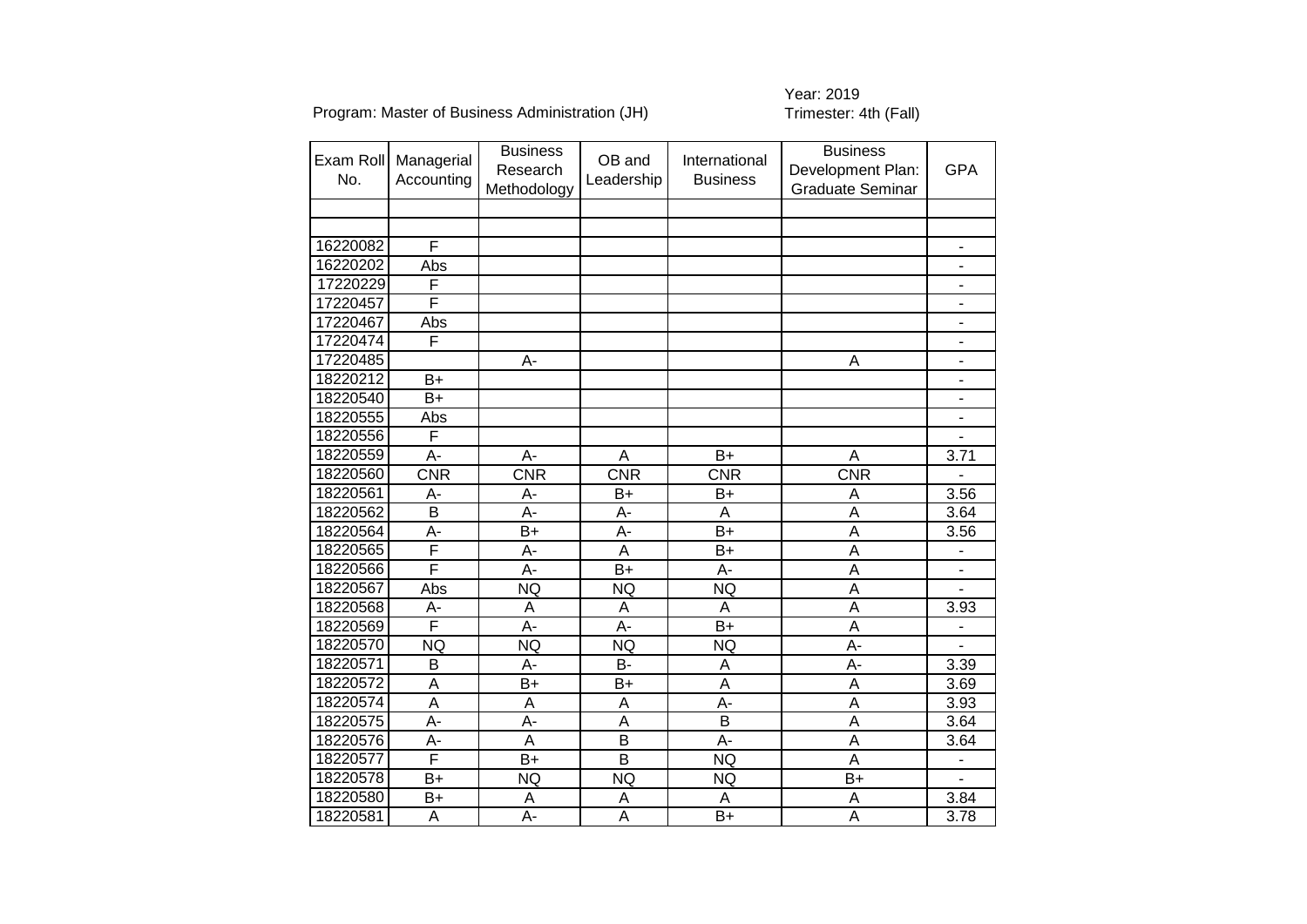Program: Master of Business Administration (JH)

Year: 2019
Trimester: 4th (Fall)

| Exam Roll No. | Managerial Accounting | Business Research Methodology | OB and Leadership | International Business | Business Development Plan: Graduate Seminar | GPA |
|---|---|---|---|---|---|---|
| | | | | | | |
| | | | | | | |
| 16220082 | F | | | | | - |
| 16220202 | Abs | | | | | - |
| 17220229 | F | | | | | - |
| 17220457 | F | | | | | - |
| 17220467 | Abs | | | | | - |
| 17220474 | F | | | | | - |
| 17220485 | | A- | | | A | - |
| 18220212 | B+ | | | | | - |
| 18220540 | B+ | | | | | - |
| 18220555 | Abs | | | | | - |
| 18220556 | F | | | | | - |
| 18220559 | A- | A- | A | B+ | A | 3.71 |
| 18220560 | CNR | CNR | CNR | CNR | CNR | - |
| 18220561 | A- | A- | B+ | B+ | A | 3.56 |
| 18220562 | B | A- | A- | A | A | 3.64 |
| 18220564 | A- | B+ | A- | B+ | A | 3.56 |
| 18220565 | F | A- | A | B+ | A | - |
| 18220566 | F | A- | B+ | A- | A | - |
| 18220567 | Abs | NQ | NQ | NQ | A | - |
| 18220568 | A- | A | A | A | A | 3.93 |
| 18220569 | F | A- | A- | B+ | A | - |
| 18220570 | NQ | NQ | NQ | NQ | A- | - |
| 18220571 | B | A- | B- | A | A- | 3.39 |
| 18220572 | A | B+ | B+ | A | A | 3.69 |
| 18220574 | A | A | A | A- | A | 3.93 |
| 18220575 | A- | A- | A | B | A | 3.64 |
| 18220576 | A- | A | B | A- | A | 3.64 |
| 18220577 | F | B+ | B | NQ | A | - |
| 18220578 | B+ | NQ | NQ | NQ | B+ | - |
| 18220580 | B+ | A | A | A | A | 3.84 |
| 18220581 | A | A- | A | B+ | A | 3.78 |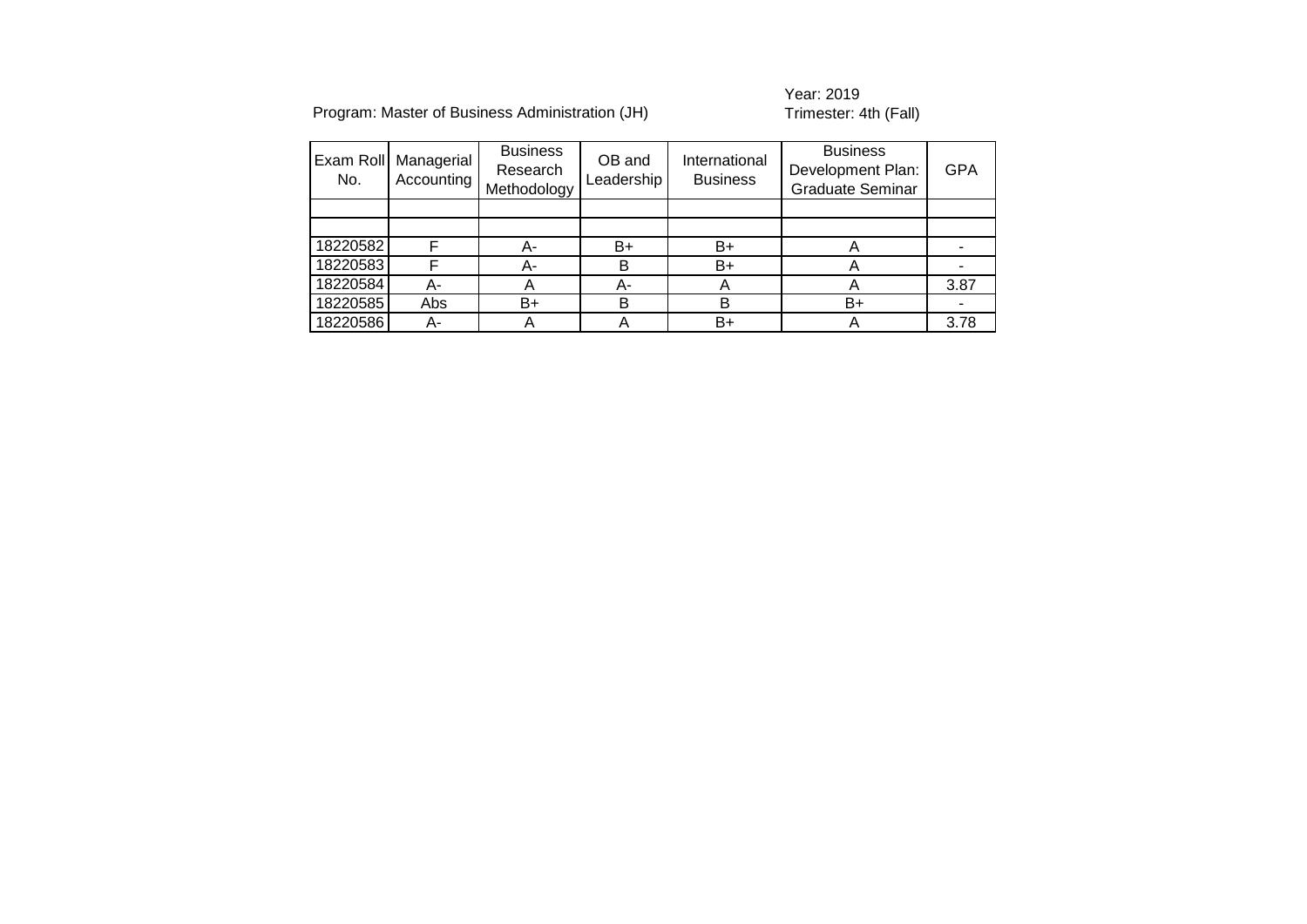Program: Master of Business Administration (JH)

Year: 2019
Trimester: 4th (Fall)

| Exam Roll No. | Managerial Accounting | Business Research Methodology | OB and Leadership | International Business | Business Development Plan: Graduate Seminar | GPA |
|---|---|---|---|---|---|---|
| | | | | | | |
| | | | | | | |
| 18220582 | F | A- | B+ | B+ | A | - |
| 18220583 | F | A- | B | B+ | A | - |
| 18220584 | A- | A | A- | A | A | 3.87 |
| 18220585 | Abs | B+ | B | B | B+ | - |
| 18220586 | A- | A | A | B+ | A | 3.78 |